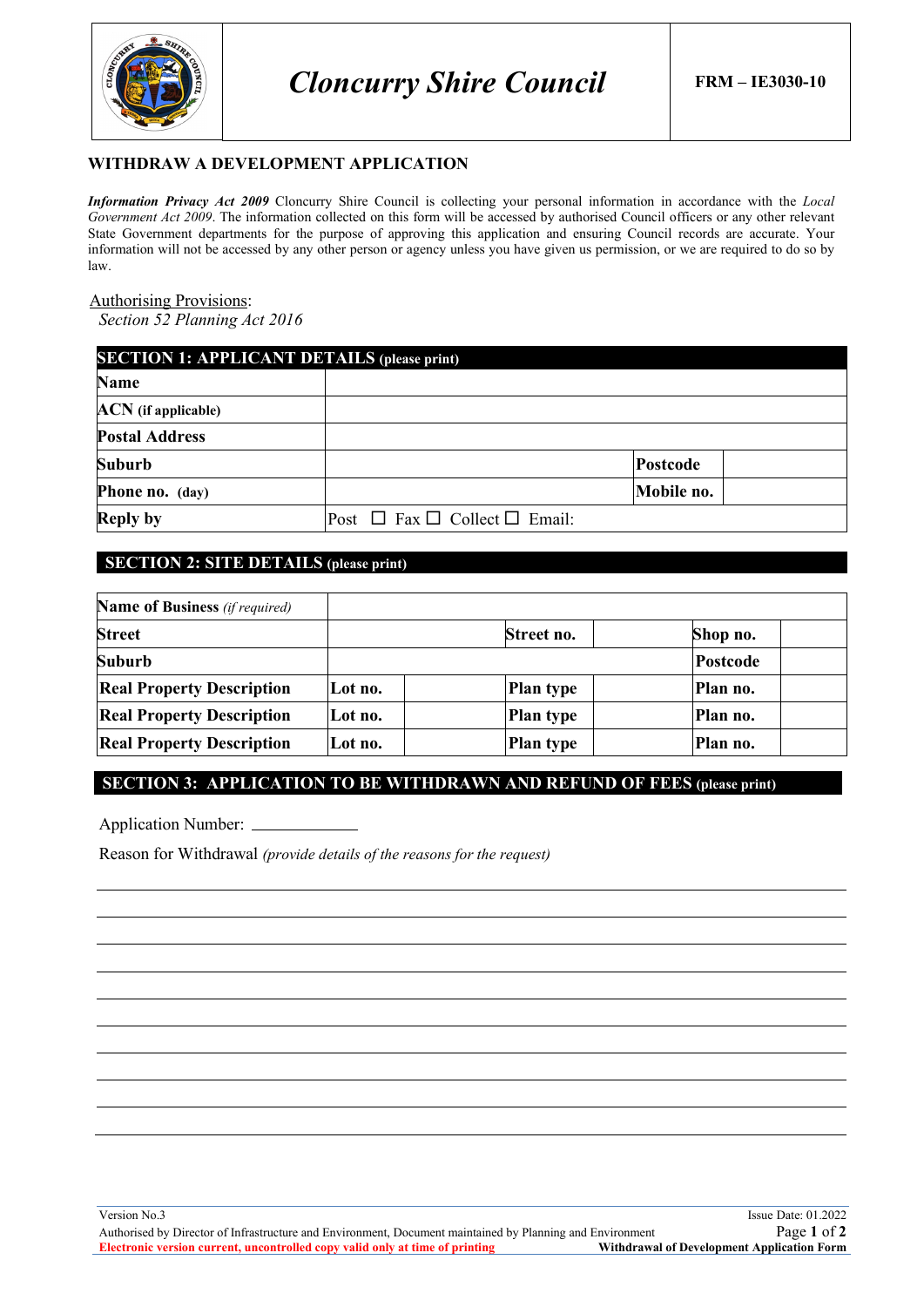| | Cloncurry Shire Council | FRM – IE3030-10 |
|---|---|---|

## WITHDRAW A DEVELOPMENT APPLICATION

***Information Privacy Act 2009*** Cloncurry Shire Council is collecting your personal information in accordance with the *Local Government Act 2009*. The information collected on this form will be accessed by authorised Council officers or any other relevant State Government departments for the purpose of approving this application and ensuring Council records are accurate. Your information will not be accessed by any other person or agency unless you have given us permission, or we are required to do so by law.

Authorising Provisions:
*Section 52 Planning Act 2016*

| **SECTION 1: APPLICANT DETAILS (please print)** | | | |
|---|---|---|---|
| **Name** | | | |
| **ACN (if applicable)** | | | |
| **Postal Address** | | | |
| **Suburb** | | **Postcode** | |
| **Phone no. (day)** | | **Mobile no.** | |
| **Reply by** | Post ☐ Fax ☐ Collect ☐ Email: | | |

**SECTION 2: SITE DETAILS (please print)**

| **Name of Business** *(if required)* | | | | | |
|---|---|---|---|---|---|
| **Street** | | **Street no.** | | **Shop no.** | |
| **Suburb** | | | | **Postcode** | |
| **Real Property Description** | **Lot no.** | | **Plan type** | | **Plan no.** |
| **Real Property Description** | **Lot no.** | | **Plan type** | | **Plan no.** |
| **Real Property Description** | **Lot no.** | | **Plan type** | | **Plan no.** |

**SECTION 3: APPLICATION TO BE WITHDRAWN AND REFUND OF FEES (please print)**

Application Number: ____________

Reason for Withdrawal *(provide details of the reasons for the request)*

______________________________________________________________________

______________________________________________________________________

______________________________________________________________________

______________________________________________________________________

______________________________________________________________________

______________________________________________________________________

______________________________________________________________________

______________________________________________________________________

______________________________________________________________________

Version No.3 | Issue Date: 01.2022

Authorised by Director of Infrastructure and Environment, Document maintained by Planning and Environment

Electronic version current, uncontrolled copy valid only at time of printing | Withdrawal of Development Application Form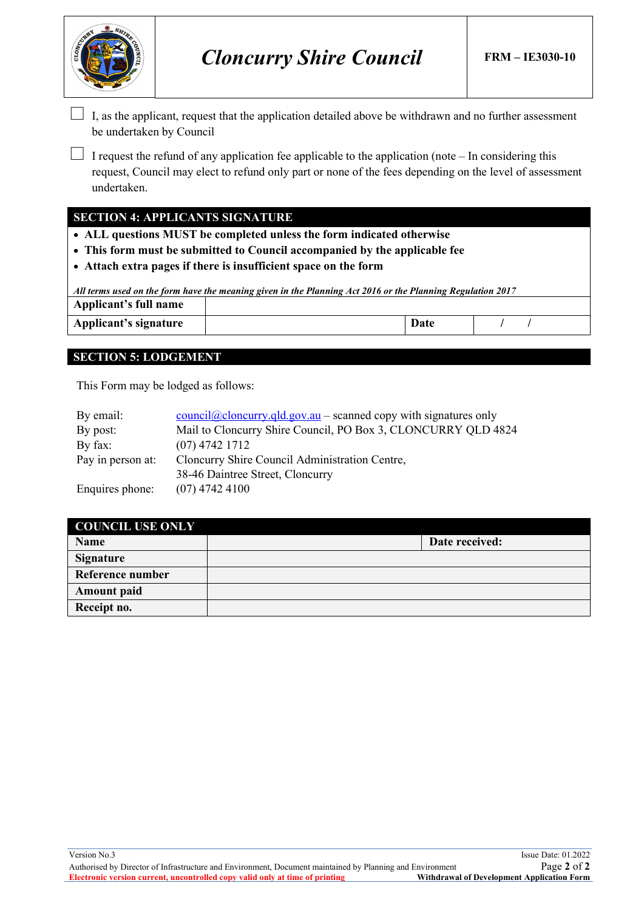- [ ] I, as the applicant, request that the application detailed above be withdrawn and no further assessment be undertaken by Council
- [ ] I request the refund of any application fee applicable to the application (note – In considering this request, Council may elect to refund only part or none of the fees depending on the level of assessment undertaken.

## SECTION 4: APPLICANTS SIGNATURE

- **ALL questions MUST be completed unless the form indicated otherwise**
- **This form must be submitted to Council accompanied by the applicable fee**
- **Attach extra pages if there is insufficient space on the form**

***All terms used on the form have the meaning given in the Planning Act 2016 or the Planning Regulation 2017***

| | | | |
|---|---|---|---|
| **Applicant's full name** | | | |
| **Applicant's signature** | | **Date** | / / |

## SECTION 5: LODGEMENT

This Form may be lodged as follows:

| | |
|---|---|
| By email: | council@cloncurry.qld.gov.au – scanned copy with signatures only |
| By post: | Mail to Cloncurry Shire Council, PO Box 3, CLONCURRY QLD 4824 |
| By fax: | (07) 4742 1712 |
| Pay in person at: | Cloncurry Shire Council Administration Centre, 38-46 Daintree Street, Cloncurry |
| Enquires phone: | (07) 4742 4100 |

## COUNCIL USE ONLY

| | | |
|---|---|---|
| **Name** | | **Date received:** |
| **Signature** | | |
| **Reference number** | | |
| **Amount paid** | | |
| **Receipt no.** | | |